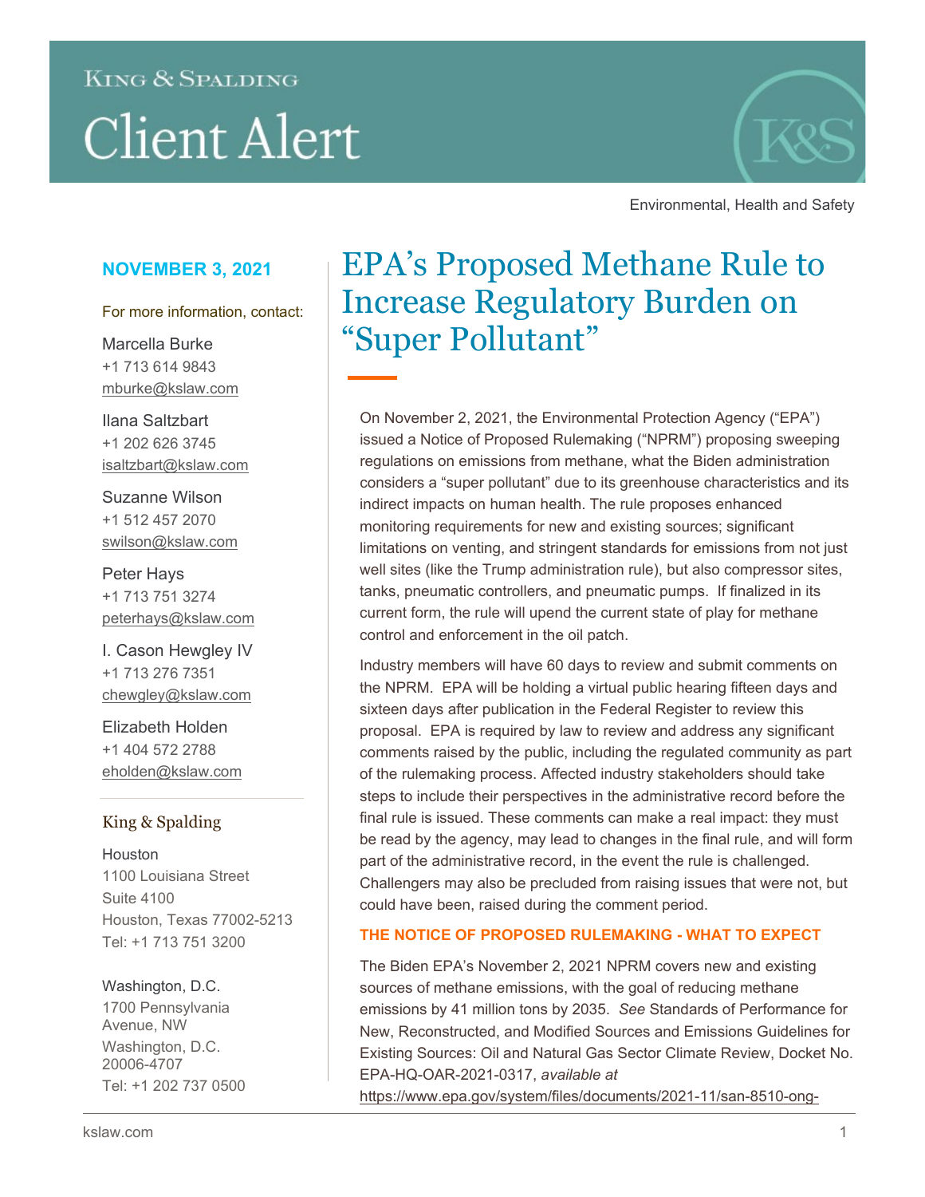King & Spalding

# Client Alert

Environmental, Health and Safety

**NOVEMBER 3, 2021**

For more information, contact:

Marcella Burke
+1 713 614 9843
mburke@kslaw.com

Ilana Saltzbart
+1 202 626 3745
isaltzbart@kslaw.com

Suzanne Wilson
+1 512 457 2070
swilson@kslaw.com

Peter Hays
+1 713 751 3274
peterhays@kslaw.com

I. Cason Hewgley IV
+1 713 276 7351
chewgley@kslaw.com

Elizabeth Holden
+1 404 572 2788
eholden@kslaw.com

King & Spalding

Houston
1100 Louisiana Street
Suite 4100
Houston, Texas 77002-5213
Tel: +1 713 751 3200

Washington, D.C.
1700 Pennsylvania Avenue, NW
Washington, D.C. 20006-4707
Tel: +1 202 737 0500

# EPA's Proposed Methane Rule to Increase Regulatory Burden on "Super Pollutant"

On November 2, 2021, the Environmental Protection Agency ("EPA") issued a Notice of Proposed Rulemaking ("NPRM") proposing sweeping regulations on emissions from methane, what the Biden administration considers a "super pollutant" due to its greenhouse characteristics and its indirect impacts on human health. The rule proposes enhanced monitoring requirements for new and existing sources; significant limitations on venting, and stringent standards for emissions from not just well sites (like the Trump administration rule), but also compressor sites, tanks, pneumatic controllers, and pneumatic pumps. If finalized in its current form, the rule will upend the current state of play for methane control and enforcement in the oil patch.

Industry members will have 60 days to review and submit comments on the NPRM. EPA will be holding a virtual public hearing fifteen days and sixteen days after publication in the Federal Register to review this proposal. EPA is required by law to review and address any significant comments raised by the public, including the regulated community as part of the rulemaking process. Affected industry stakeholders should take steps to include their perspectives in the administrative record before the final rule is issued. These comments can make a real impact: they must be read by the agency, may lead to changes in the final rule, and will form part of the administrative record, in the event the rule is challenged. Challengers may also be precluded from raising issues that were not, but could have been, raised during the comment period.

## THE NOTICE OF PROPOSED RULEMAKING - WHAT TO EXPECT

The Biden EPA's November 2, 2021 NPRM covers new and existing sources of methane emissions, with the goal of reducing methane emissions by 41 million tons by 2035. *See* Standards of Performance for New, Reconstructed, and Modified Sources and Emissions Guidelines for Existing Sources: Oil and Natural Gas Sector Climate Review, Docket No. EPA-HQ-OAR-2021-0317, *available at* https://www.epa.gov/system/files/documents/2021-11/san-8510-ong-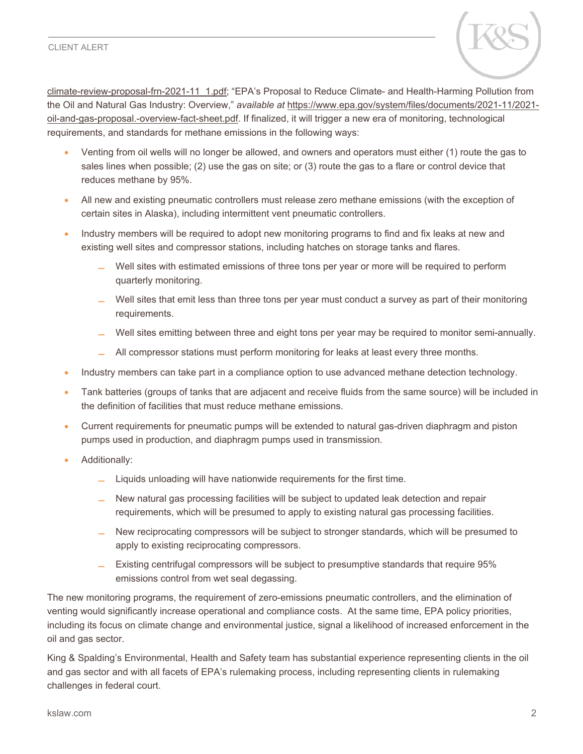climate-review-proposal-frn-2021-11_1.pdf; "EPA's Proposal to Reduce Climate- and Health-Harming Pollution from the Oil and Natural Gas Industry: Overview," *available at* https://www.epa.gov/system/files/documents/2021-11/2021-oil-and-gas-proposal.-overview-fact-sheet.pdf. If finalized, it will trigger a new era of monitoring, technological requirements, and standards for methane emissions in the following ways:

- Venting from oil wells will no longer be allowed, and owners and operators must either (1) route the gas to sales lines when possible; (2) use the gas on site; or (3) route the gas to a flare or control device that reduces methane by 95%.
- All new and existing pneumatic controllers must release zero methane emissions (with the exception of certain sites in Alaska), including intermittent vent pneumatic controllers.
- Industry members will be required to adopt new monitoring programs to find and fix leaks at new and existing well sites and compressor stations, including hatches on storage tanks and flares.
  - Well sites with estimated emissions of three tons per year or more will be required to perform quarterly monitoring.
  - Well sites that emit less than three tons per year must conduct a survey as part of their monitoring requirements.
  - Well sites emitting between three and eight tons per year may be required to monitor semi-annually.
  - All compressor stations must perform monitoring for leaks at least every three months.
- Industry members can take part in a compliance option to use advanced methane detection technology.
- Tank batteries (groups of tanks that are adjacent and receive fluids from the same source) will be included in the definition of facilities that must reduce methane emissions.
- Current requirements for pneumatic pumps will be extended to natural gas-driven diaphragm and piston pumps used in production, and diaphragm pumps used in transmission.
- Additionally:
  - Liquids unloading will have nationwide requirements for the first time.
  - New natural gas processing facilities will be subject to updated leak detection and repair requirements, which will be presumed to apply to existing natural gas processing facilities.
  - New reciprocating compressors will be subject to stronger standards, which will be presumed to apply to existing reciprocating compressors.
  - Existing centrifugal compressors will be subject to presumptive standards that require 95% emissions control from wet seal degassing.

The new monitoring programs, the requirement of zero-emissions pneumatic controllers, and the elimination of venting would significantly increase operational and compliance costs. At the same time, EPA policy priorities, including its focus on climate change and environmental justice, signal a likelihood of increased enforcement in the oil and gas sector.

King & Spalding's Environmental, Health and Safety team has substantial experience representing clients in the oil and gas sector and with all facets of EPA's rulemaking process, including representing clients in rulemaking challenges in federal court.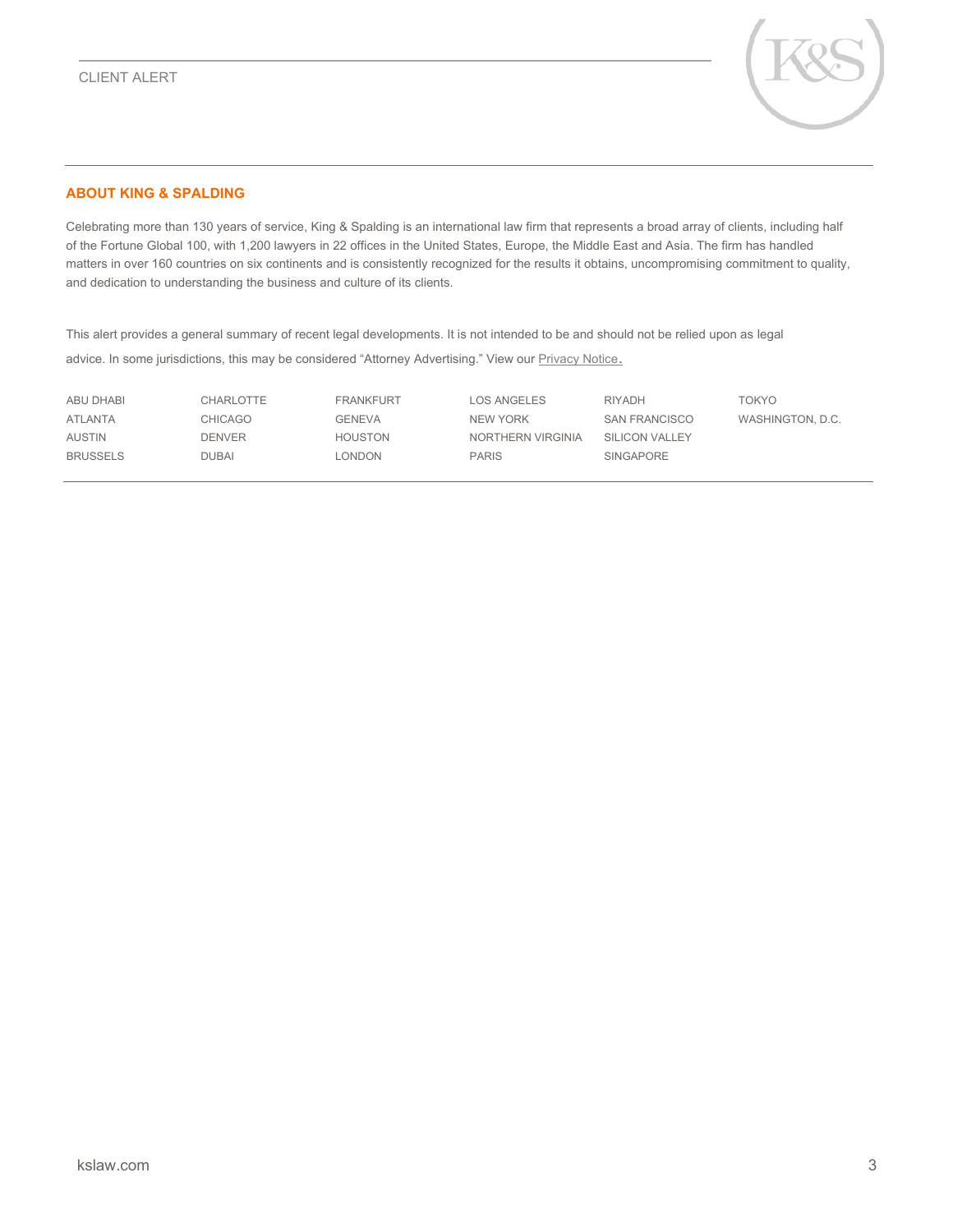## ABOUT KING & SPALDING

Celebrating more than 130 years of service, King & Spalding is an international law firm that represents a broad array of clients, including half of the Fortune Global 100, with 1,200 lawyers in 22 offices in the United States, Europe, the Middle East and Asia. The firm has handled matters in over 160 countries on six continents and is consistently recognized for the results it obtains, uncompromising commitment to quality, and dedication to understanding the business and culture of its clients.

This alert provides a general summary of recent legal developments. It is not intended to be and should not be relied upon as legal advice. In some jurisdictions, this may be considered "Attorney Advertising." View our Privacy Notice.

| | | | | | |
|---|---|---|---|---|---|
| ABU DHABI | CHARLOTTE | FRANKFURT | LOS ANGELES | RIYADH | TOKYO |
| ATLANTA | CHICAGO | GENEVA | NEW YORK | SAN FRANCISCO | WASHINGTON, D.C. |
| AUSTIN | DENVER | HOUSTON | NORTHERN VIRGINIA | SILICON VALLEY | |
| BRUSSELS | DUBAI | LONDON | PARIS | SINGAPORE | |